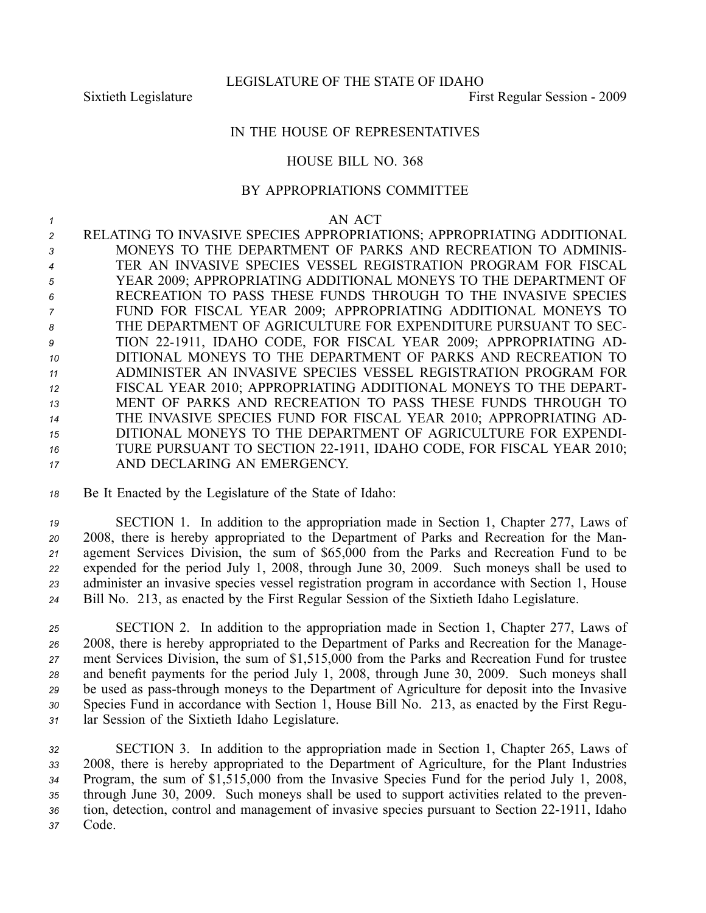LEGISLATURE OF THE STATE OF IDAHO

Sixtieth Legislature First Regular Session - 2009

IN THE HOUSE OF REPRESENTATIVES

HOUSE BILL NO. 368

BY APPROPRIATIONS COMMITTEE

AN ACT

RELATING TO INVASIVE SPECIES APPROPRIATIONS; APPROPRIATING ADDITIONAL MONEYS TO THE DEPARTMENT OF PARKS AND RECREATION TO ADMINISTER AN INVASIVE SPECIES VESSEL REGISTRATION PROGRAM FOR FISCAL YEAR 2009; APPROPRIATING ADDITIONAL MONEYS TO THE DEPARTMENT OF RECREATION TO PASS THESE FUNDS THROUGH TO THE INVASIVE SPECIES FUND FOR FISCAL YEAR 2009; APPROPRIATING ADDITIONAL MONEYS TO THE DEPARTMENT OF AGRICULTURE FOR EXPENDITURE PURSUANT TO SECTION 22-1911, IDAHO CODE, FOR FISCAL YEAR 2009; APPROPRIATING ADDITIONAL MONEYS TO THE DEPARTMENT OF PARKS AND RECREATION TO ADMINISTER AN INVASIVE SPECIES VESSEL REGISTRATION PROGRAM FOR FISCAL YEAR 2010; APPROPRIATING ADDITIONAL MONEYS TO THE DEPARTMENT OF PARKS AND RECREATION TO PASS THESE FUNDS THROUGH TO THE INVASIVE SPECIES FUND FOR FISCAL YEAR 2010; APPROPRIATING ADDITIONAL MONEYS TO THE DEPARTMENT OF AGRICULTURE FOR EXPENDITURE PURSUANT TO SECTION 22-1911, IDAHO CODE, FOR FISCAL YEAR 2010; AND DECLARING AN EMERGENCY.

Be It Enacted by the Legislature of the State of Idaho:

SECTION 1. In addition to the appropriation made in Section 1, Chapter 277, Laws of 2008, there is hereby appropriated to the Department of Parks and Recreation for the Management Services Division, the sum of $65,000 from the Parks and Recreation Fund to be expended for the period July 1, 2008, through June 30, 2009. Such moneys shall be used to administer an invasive species vessel registration program in accordance with Section 1, House Bill No. 213, as enacted by the First Regular Session of the Sixtieth Idaho Legislature.

SECTION 2. In addition to the appropriation made in Section 1, Chapter 277, Laws of 2008, there is hereby appropriated to the Department of Parks and Recreation for the Management Services Division, the sum of $1,515,000 from the Parks and Recreation Fund for trustee and benefit payments for the period July 1, 2008, through June 30, 2009. Such moneys shall be used as pass-through moneys to the Department of Agriculture for deposit into the Invasive Species Fund in accordance with Section 1, House Bill No. 213, as enacted by the First Regular Session of the Sixtieth Idaho Legislature.

SECTION 3. In addition to the appropriation made in Section 1, Chapter 265, Laws of 2008, there is hereby appropriated to the Department of Agriculture, for the Plant Industries Program, the sum of $1,515,000 from the Invasive Species Fund for the period July 1, 2008, through June 30, 2009. Such moneys shall be used to support activities related to the prevention, detection, control and management of invasive species pursuant to Section 22-1911, Idaho Code.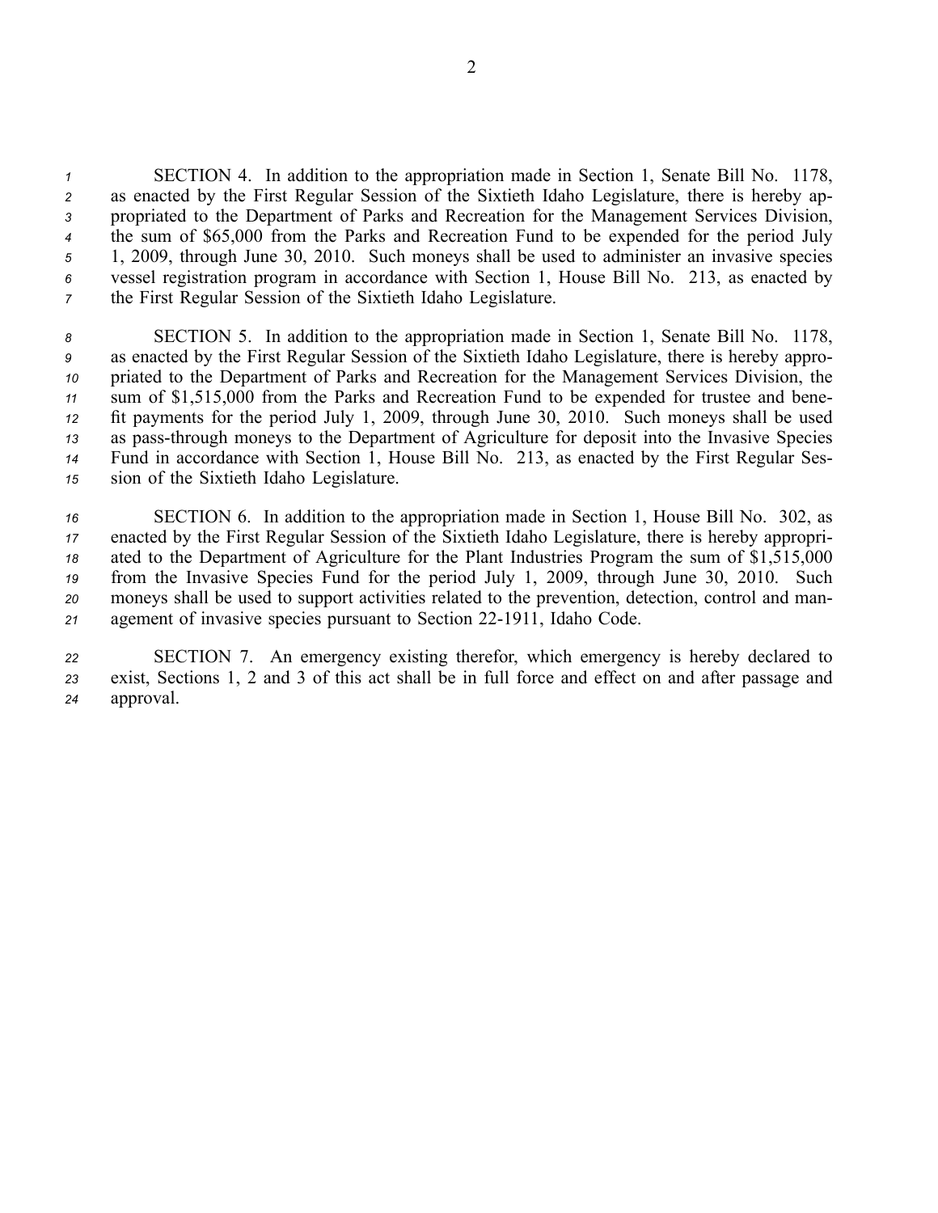SECTION 4. In addition to the appropriation made in Section 1, Senate Bill No. 1178, as enacted by the First Regular Session of the Sixtieth Idaho Legislature, there is hereby appropriated to the Department of Parks and Recreation for the Management Services Division, the sum of $65,000 from the Parks and Recreation Fund to be expended for the period July 1, 2009, through June 30, 2010. Such moneys shall be used to administer an invasive species vessel registration program in accordance with Section 1, House Bill No. 213, as enacted by the First Regular Session of the Sixtieth Idaho Legislature.

SECTION 5. In addition to the appropriation made in Section 1, Senate Bill No. 1178, as enacted by the First Regular Session of the Sixtieth Idaho Legislature, there is hereby appropriated to the Department of Parks and Recreation for the Management Services Division, the sum of $1,515,000 from the Parks and Recreation Fund to be expended for trustee and benefit payments for the period July 1, 2009, through June 30, 2010. Such moneys shall be used as pass-through moneys to the Department of Agriculture for deposit into the Invasive Species Fund in accordance with Section 1, House Bill No. 213, as enacted by the First Regular Session of the Sixtieth Idaho Legislature.

SECTION 6. In addition to the appropriation made in Section 1, House Bill No. 302, as enacted by the First Regular Session of the Sixtieth Idaho Legislature, there is hereby appropriated to the Department of Agriculture for the Plant Industries Program the sum of $1,515,000 from the Invasive Species Fund for the period July 1, 2009, through June 30, 2010. Such moneys shall be used to support activities related to the prevention, detection, control and management of invasive species pursuant to Section 22-1911, Idaho Code.

SECTION 7. An emergency existing therefor, which emergency is hereby declared to exist, Sections 1, 2 and 3 of this act shall be in full force and effect on and after passage and approval.